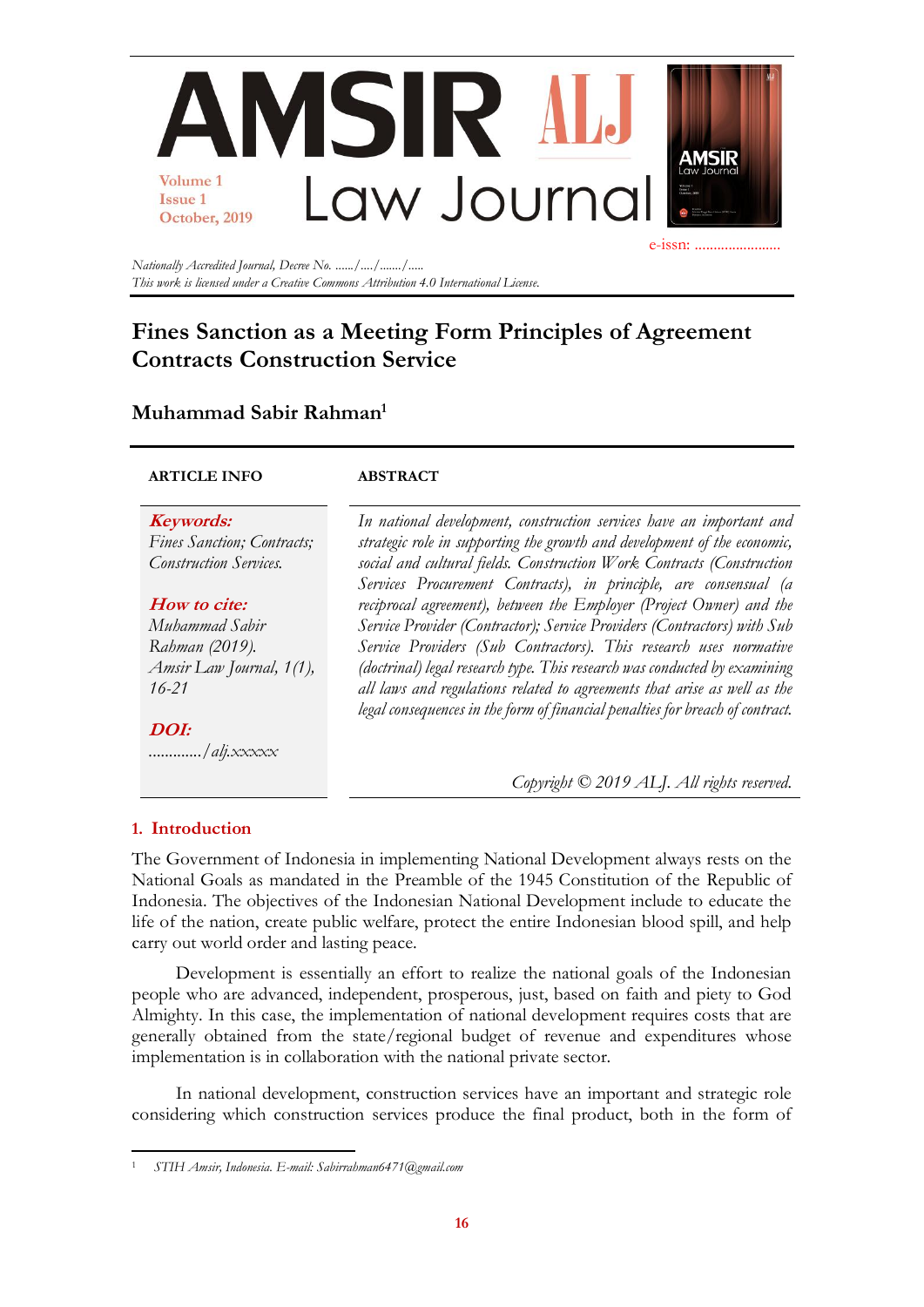# AMSIR ALJ Law Journal

Volume 1
Issue 1
October, 2019

e-issn: .......................

*Nationally Accredited Journal, Decree No. ....../..../......./.....*
*This work is licensed under a Creative Commons Attribution 4.0 International License.*

## Fines Sanction as a Meeting Form Principles of Agreement Contracts Construction Service

**Muhammad Sabir Rahman**[1]

**ARTICLE INFO**

***Keywords:***
*Fines Sanction; Contracts; Construction Services.*

***How to cite:***
*Muhammad Sabir Rahman (2019). Amsir Law Journal, 1(1), 16-21*

***DOI:***
*............./alj.xxxxx*

**ABSTRACT**

*In national development, construction services have an important and strategic role in supporting the growth and development of the economic, social and cultural fields. Construction Work Contracts (Construction Services Procurement Contracts), in principle, are consensual (a reciprocal agreement), between the Employer (Project Owner) and the Service Provider (Contractor); Service Providers (Contractors) with Sub Service Providers (Sub Contractors). This research uses normative (doctrinal) legal research type. This research was conducted by examining all laws and regulations related to agreements that arise as well as the legal consequences in the form of financial penalties for breach of contract.*

*Copyright © 2019 ALJ. All rights reserved.*

### 1. Introduction

The Government of Indonesia in implementing National Development always rests on the National Goals as mandated in the Preamble of the 1945 Constitution of the Republic of Indonesia. The objectives of the Indonesian National Development include to educate the life of the nation, create public welfare, protect the entire Indonesian blood spill, and help carry out world order and lasting peace.

Development is essentially an effort to realize the national goals of the Indonesian people who are advanced, independent, prosperous, just, based on faith and piety to God Almighty. In this case, the implementation of national development requires costs that are generally obtained from the state/regional budget of revenue and expenditures whose implementation is in collaboration with the national private sector.

In national development, construction services have an important and strategic role considering which construction services produce the final product, both in the form of

---

[1] *STIH Amsir, Indonesia. E-mail: Sabirrahman6471@gmail.com*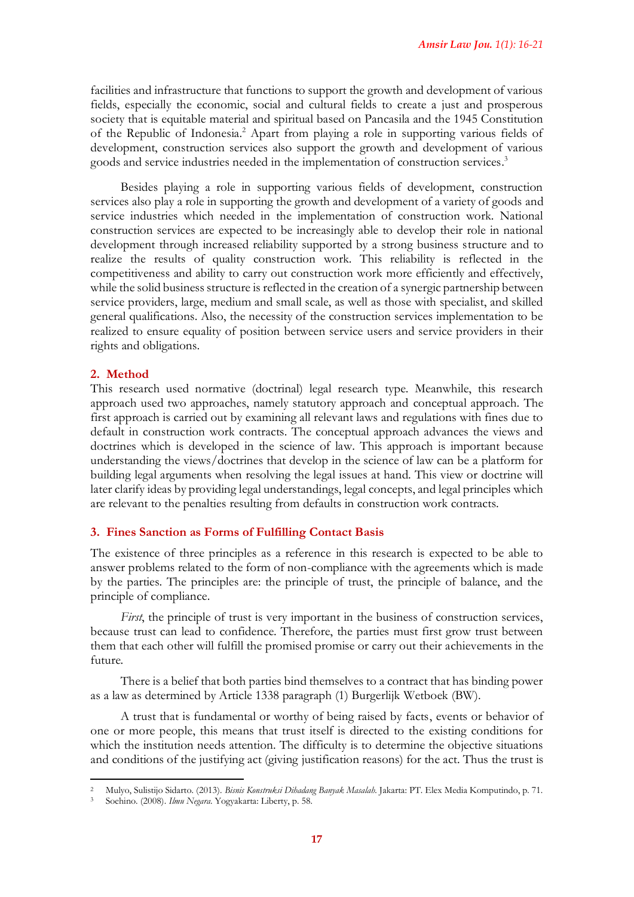facilities and infrastructure that functions to support the growth and development of various fields, especially the economic, social and cultural fields to create a just and prosperous society that is equitable material and spiritual based on Pancasila and the 1945 Constitution of the Republic of Indonesia.[2] Apart from playing a role in supporting various fields of development, construction services also support the growth and development of various goods and service industries needed in the implementation of construction services.[3]

Besides playing a role in supporting various fields of development, construction services also play a role in supporting the growth and development of a variety of goods and service industries which needed in the implementation of construction work. National construction services are expected to be increasingly able to develop their role in national development through increased reliability supported by a strong business structure and to realize the results of quality construction work. This reliability is reflected in the competitiveness and ability to carry out construction work more efficiently and effectively, while the solid business structure is reflected in the creation of a synergic partnership between service providers, large, medium and small scale, as well as those with specialist, and skilled general qualifications. Also, the necessity of the construction services implementation to be realized to ensure equality of position between service users and service providers in their rights and obligations.

## 2. Method

This research used normative (doctrinal) legal research type. Meanwhile, this research approach used two approaches, namely statutory approach and conceptual approach. The first approach is carried out by examining all relevant laws and regulations with fines due to default in construction work contracts. The conceptual approach advances the views and doctrines which is developed in the science of law. This approach is important because understanding the views/doctrines that develop in the science of law can be a platform for building legal arguments when resolving the legal issues at hand. This view or doctrine will later clarify ideas by providing legal understandings, legal concepts, and legal principles which are relevant to the penalties resulting from defaults in construction work contracts.

## 3. Fines Sanction as Forms of Fulfilling Contact Basis

The existence of three principles as a reference in this research is expected to be able to answer problems related to the form of non-compliance with the agreements which is made by the parties. The principles are: the principle of trust, the principle of balance, and the principle of compliance.

*First*, the principle of trust is very important in the business of construction services, because trust can lead to confidence. Therefore, the parties must first grow trust between them that each other will fulfill the promised promise or carry out their achievements in the future.

There is a belief that both parties bind themselves to a contract that has binding power as a law as determined by Article 1338 paragraph (1) Burgerlijk Wetboek (BW).

A trust that is fundamental or worthy of being raised by facts, events or behavior of one or more people, this means that trust itself is directed to the existing conditions for which the institution needs attention. The difficulty is to determine the objective situations and conditions of the justifying act (giving justification reasons) for the act. Thus the trust is

---

[2] Mulyo, Sulistijo Sidarto. (2013). *Bisnis Konstruksi Dihadang Banyak Masalah*. Jakarta: PT. Elex Media Komputindo, p. 71.

[3] Soehino. (2008). *Ilmu Negara*. Yogyakarta: Liberty, p. 58.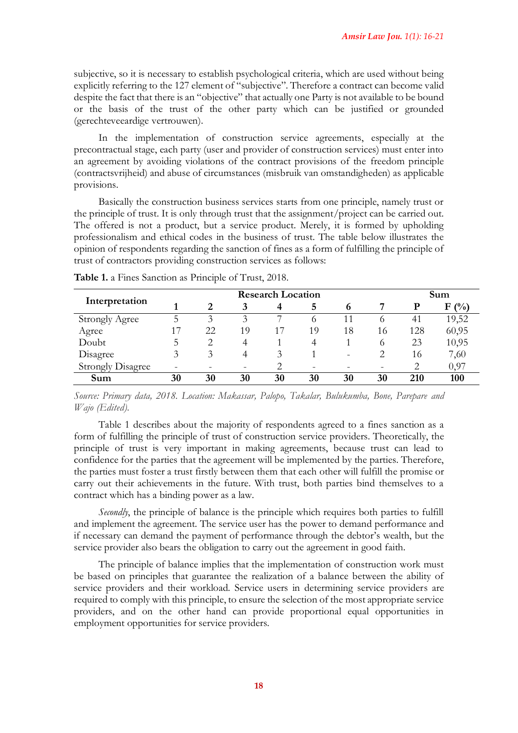subjective, so it is necessary to establish psychological criteria, which are used without being explicitly referring to the 127 element of "subjective". Therefore a contract can become valid despite the fact that there is an "objective" that actually one Party is not available to be bound or the basis of the trust of the other party which can be justified or grounded (gerechteveeardige vertrouwen).

In the implementation of construction service agreements, especially at the precontractual stage, each party (user and provider of construction services) must enter into an agreement by avoiding violations of the contract provisions of the freedom principle (contractsvrijheid) and abuse of circumstances (misbruik van omstandigheden) as applicable provisions.

Basically the construction business services starts from one principle, namely trust or the principle of trust. It is only through trust that the assignment/project can be carried out. The offered is not a product, but a service product. Merely, it is formed by upholding professionalism and ethical codes in the business of trust. The table below illustrates the opinion of respondents regarding the sanction of fines as a form of fulfilling the principle of trust of contractors providing construction services as follows:

**Table 1.** a Fines Sanction as Principle of Trust, 2018.

| Interpretation | Research Location | | | | | | | Sum | |
|---|---|---|---|---|---|---|---|---|---|
| | 1 | 2 | 3 | 4 | 5 | 6 | 7 | P | F (%) |
| Strongly Agree | 5 | 3 | 3 | 7 | 6 | 11 | 6 | 41 | 19,52 |
| Agree | 17 | 22 | 19 | 17 | 19 | 18 | 16 | 128 | 60,95 |
| Doubt | 5 | 2 | 4 | 1 | 4 | 1 | 6 | 23 | 10,95 |
| Disagree | 3 | 3 | 4 | 3 | 1 | - | 2 | 16 | 7,60 |
| Strongly Disagree | - | - | - | 2 | - | - | - | 2 | 0,97 |
| **Sum** | **30** | **30** | **30** | **30** | **30** | **30** | **30** | **210** | **100** |

*Source: Primary data, 2018. Location: Makassar, Palopo, Takalar, Bulukumba, Bone, Parepare and Wajo (Edited).*

Table 1 describes about the majority of respondents agreed to a fines sanction as a form of fulfilling the principle of trust of construction service providers. Theoretically, the principle of trust is very important in making agreements, because trust can lead to confidence for the parties that the agreement will be implemented by the parties. Therefore, the parties must foster a trust firstly between them that each other will fulfill the promise or carry out their achievements in the future. With trust, both parties bind themselves to a contract which has a binding power as a law.

*Secondly*, the principle of balance is the principle which requires both parties to fulfill and implement the agreement. The service user has the power to demand performance and if necessary can demand the payment of performance through the debtor's wealth, but the service provider also bears the obligation to carry out the agreement in good faith.

The principle of balance implies that the implementation of construction work must be based on principles that guarantee the realization of a balance between the ability of service providers and their workload. Service users in determining service providers are required to comply with this principle, to ensure the selection of the most appropriate service providers, and on the other hand can provide proportional equal opportunities in employment opportunities for service providers.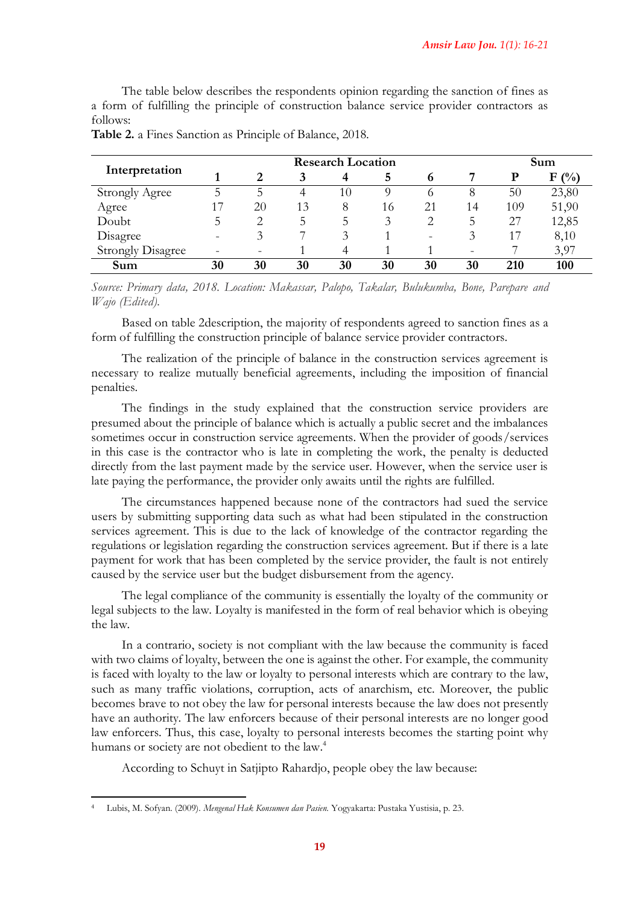The table below describes the respondents opinion regarding the sanction of fines as a form of fulfilling the principle of construction balance service provider contractors as follows:

**Table 2.** a Fines Sanction as Principle of Balance, 2018.

| Interpretation | Research Location | | | | | | | Sum | |
|---|---|---|---|---|---|---|---|---|---|
| | **1** | **2** | **3** | **4** | **5** | **6** | **7** | **P** | **F (%)** |
| Strongly Agree | 5 | 5 | 4 | 10 | 9 | 6 | 8 | 50 | 23,80 |
| Agree | 17 | 20 | 13 | 8 | 16 | 21 | 14 | 109 | 51,90 |
| Doubt | 5 | 2 | 5 | 5 | 3 | 2 | 5 | 27 | 12,85 |
| Disagree | - | 3 | 7 | 3 | 1 | - | 3 | 17 | 8,10 |
| Strongly Disagree | - | - | 1 | 4 | 1 | 1 | - | 7 | 3,97 |
| **Sum** | **30** | **30** | **30** | **30** | **30** | **30** | **30** | **210** | **100** |

*Source: Primary data, 2018. Location: Makassar, Palopo, Takalar, Bulukumba, Bone, Parepare and Wajo (Edited).*

Based on table 2description, the majority of respondents agreed to sanction fines as a form of fulfilling the construction principle of balance service provider contractors.

The realization of the principle of balance in the construction services agreement is necessary to realize mutually beneficial agreements, including the imposition of financial penalties.

The findings in the study explained that the construction service providers are presumed about the principle of balance which is actually a public secret and the imbalances sometimes occur in construction service agreements. When the provider of goods/services in this case is the contractor who is late in completing the work, the penalty is deducted directly from the last payment made by the service user. However, when the service user is late paying the performance, the provider only awaits until the rights are fulfilled.

The circumstances happened because none of the contractors had sued the service users by submitting supporting data such as what had been stipulated in the construction services agreement. This is due to the lack of knowledge of the contractor regarding the regulations or legislation regarding the construction services agreement. But if there is a late payment for work that has been completed by the service provider, the fault is not entirely caused by the service user but the budget disbursement from the agency.

The legal compliance of the community is essentially the loyalty of the community or legal subjects to the law. Loyalty is manifested in the form of real behavior which is obeying the law.

In a contrario, society is not compliant with the law because the community is faced with two claims of loyalty, between the one is against the other. For example, the community is faced with loyalty to the law or loyalty to personal interests which are contrary to the law, such as many traffic violations, corruption, acts of anarchism, etc. Moreover, the public becomes brave to not obey the law for personal interests because the law does not presently have an authority. The law enforcers because of their personal interests are no longer good law enforcers. Thus, this case, loyalty to personal interests becomes the starting point why humans or society are not obedient to the law.[4]

According to Schuyt in Satjipto Rahardjo, people obey the law because:

---

[4] Lubis, M. Sofyan. (2009). *Mengenal Hak Konsumen dan Pasien.* Yogyakarta: Pustaka Yustisia, p. 23.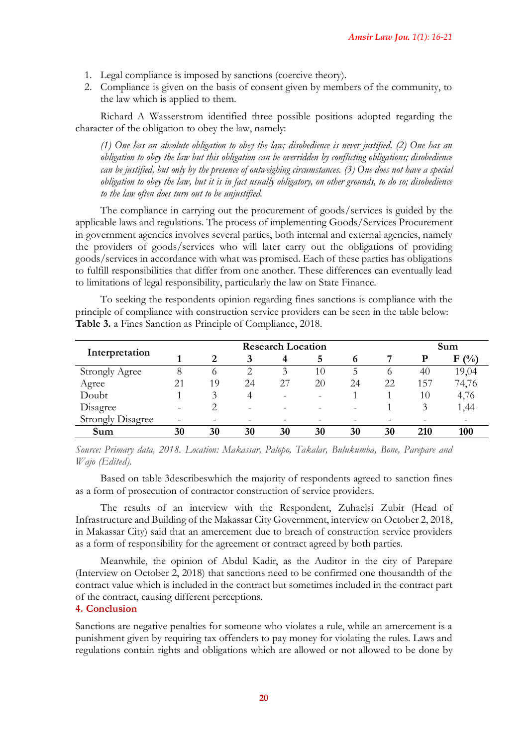1. Legal compliance is imposed by sanctions (coercive theory).
2. Compliance is given on the basis of consent given by members of the community, to the law which is applied to them.

Richard A Wasserstrom identified three possible positions adopted regarding the character of the obligation to obey the law, namely:

*(1) One has an absolute obligation to obey the law; disobedience is never justified. (2) One has an obligation to obey the law but this obligation can be overridden by conflicting obligations; disobedience can be justified, but only by the presence of outweighing circumstances. (3) One does not have a special obligation to obey the law, but it is in fact usually obligatory, on other grounds, to do so; disobedience to the law often does turn out to be unjustified.*

The compliance in carrying out the procurement of goods/services is guided by the applicable laws and regulations. The process of implementing Goods/Services Procurement in government agencies involves several parties, both internal and external agencies, namely the providers of goods/services who will later carry out the obligations of providing goods/services in accordance with what was promised. Each of these parties has obligations to fulfill responsibilities that differ from one another. These differences can eventually lead to limitations of legal responsibility, particularly the law on State Finance.

To seeking the respondents opinion regarding fines sanctions is compliance with the principle of compliance with construction service providers can be seen in the table below:

**Table 3.** a Fines Sanction as Principle of Compliance, 2018.

| Interpretation | Research Location | | | | | | | Sum | |
|---|---|---|---|---|---|---|---|---|---|
| | 1 | 2 | 3 | 4 | 5 | 6 | 7 | P | F (%) |
| Strongly Agree | 8 | 6 | 2 | 3 | 10 | 5 | 6 | 40 | 19,04 |
| Agree | 21 | 19 | 24 | 27 | 20 | 24 | 22 | 157 | 74,76 |
| Doubt | 1 | 3 | 4 | - | - | 1 | 1 | 10 | 4,76 |
| Disagree | - | 2 | - | - | - | - | 1 | 3 | 1,44 |
| Strongly Disagree | - | - | - | - | - | - | - | - | - |
| **Sum** | **30** | **30** | **30** | **30** | **30** | **30** | **30** | **210** | **100** |

*Source: Primary data, 2018. Location: Makassar, Palopo, Takalar, Bulukumba, Bone, Parepare and Wajo (Edited).*

Based on table 3describeswhich the majority of respondents agreed to sanction fines as a form of prosecution of contractor construction of service providers.

The results of an interview with the Respondent, Zuhaelsi Zubir (Head of Infrastructure and Building of the Makassar City Government, interview on October 2, 2018, in Makassar City) said that an amercement due to breach of construction service providers as a form of responsibility for the agreement or contract agreed by both parties.

Meanwhile, the opinion of Abdul Kadir, as the Auditor in the city of Parepare (Interview on October 2, 2018) that sanctions need to be confirmed one thousandth of the contract value which is included in the contract but sometimes included in the contract part of the contract, causing different perceptions.

## 4. Conclusion

Sanctions are negative penalties for someone who violates a rule, while an amercement is a punishment given by requiring tax offenders to pay money for violating the rules. Laws and regulations contain rights and obligations which are allowed or not allowed to be done by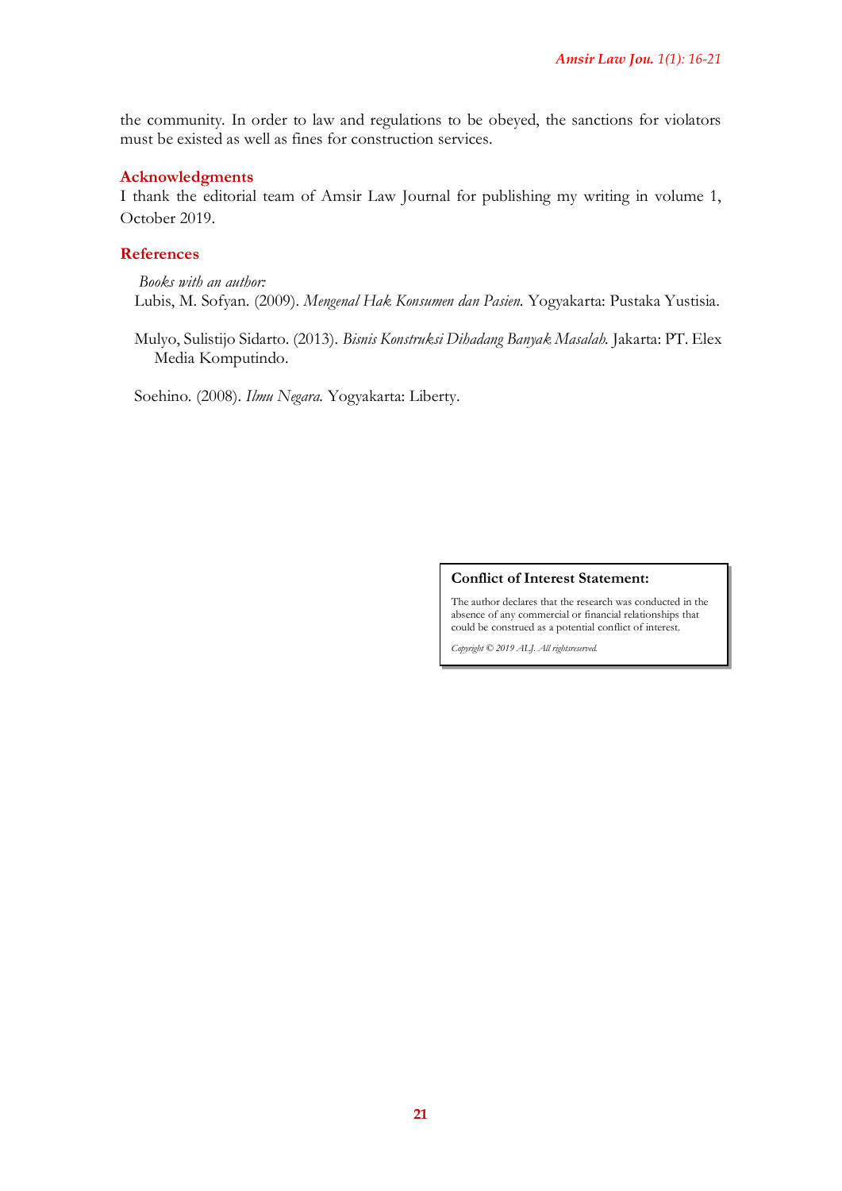the community. In order to law and regulations to be obeyed, the sanctions for violators must be existed as well as fines for construction services.

## Acknowledgments

I thank the editorial team of Amsir Law Journal for publishing my writing in volume 1, October 2019.

## References

*Books with an author:*

Lubis, M. Sofyan. (2009). *Mengenal Hak Konsumen dan Pasien.* Yogyakarta: Pustaka Yustisia.

Mulyo, Sulistijo Sidarto. (2013). *Bisnis Konstruksi Dihadang Banyak Masalah.* Jakarta: PT. Elex Media Komputindo.

Soehino. (2008). *Ilmu Negara.* Yogyakarta: Liberty.

**Conflict of Interest Statement:**

The author declares that the research was conducted in the absence of any commercial or financial relationships that could be construed as a potential conflict of interest.

*Copyright © 2019 ALJ. All rightsreserved.*